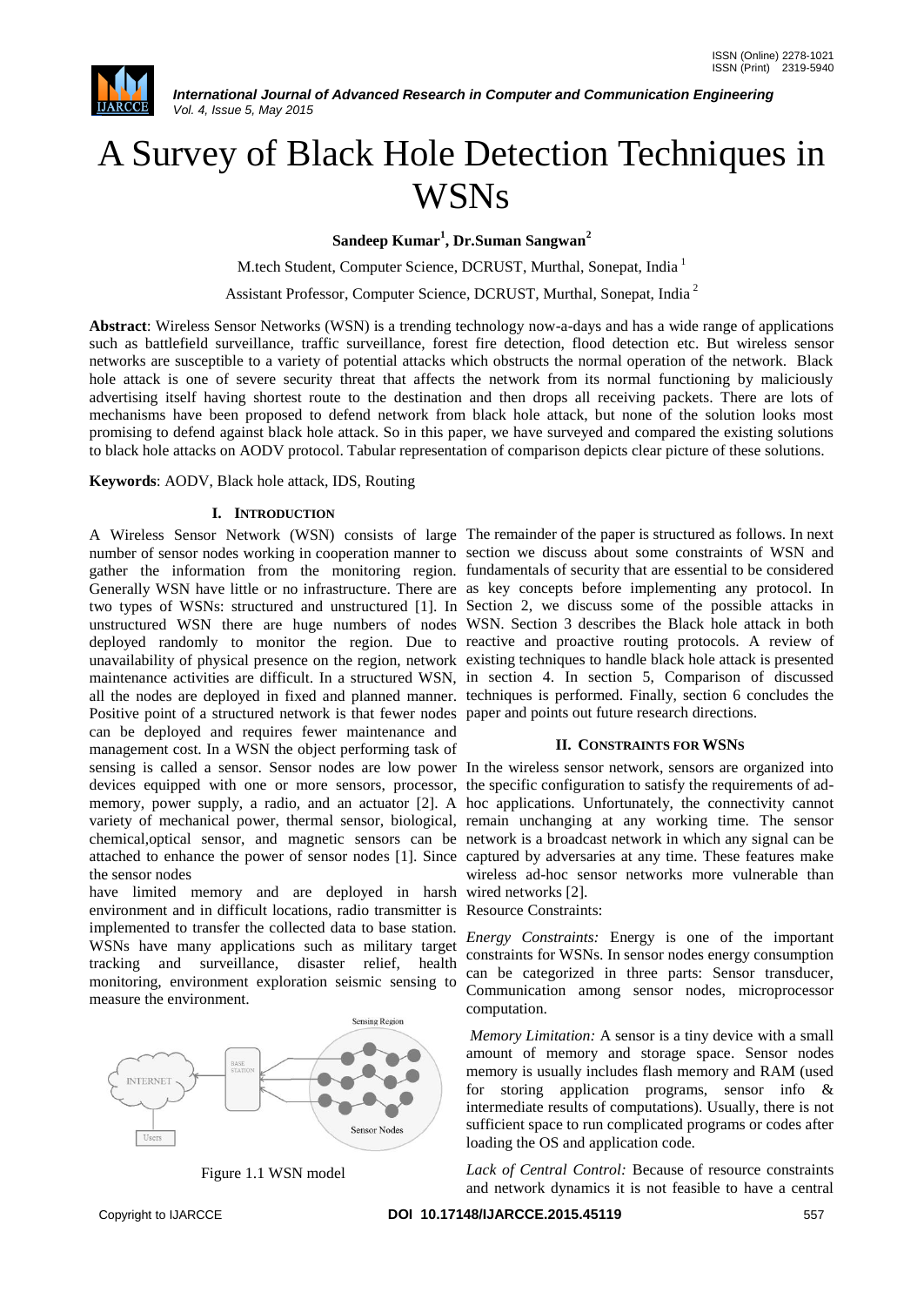# A Survey of Black Hole Detection Techniques in WSNs

**Sandeep Kumar[1], Dr.Suman Sangwan[2]**

M.tech Student, Computer Science, DCRUST, Murthal, Sonepat, India [1]

Assistant Professor, Computer Science, DCRUST, Murthal, Sonepat, India [2]

**Abstract**: Wireless Sensor Networks (WSN) is a trending technology now-a-days and has a wide range of applications such as battlefield surveillance, traffic surveillance, forest fire detection, flood detection etc. But wireless sensor networks are susceptible to a variety of potential attacks which obstructs the normal operation of the network. Black hole attack is one of severe security threat that affects the network from its normal functioning by maliciously advertising itself having shortest route to the destination and then drops all receiving packets. There are lots of mechanisms have been proposed to defend network from black hole attack, but none of the solution looks most promising to defend against black hole attack. So in this paper, we have surveyed and compared the existing solutions to black hole attacks on AODV protocol. Tabular representation of comparison depicts clear picture of these solutions.

**Keywords**: AODV, Black hole attack, IDS, Routing

## I. INTRODUCTION

A Wireless Sensor Network (WSN) consists of large number of sensor nodes working in cooperation manner to gather the information from the monitoring region. Generally WSN have little or no infrastructure. There are two types of WSNs: structured and unstructured [1]. In unstructured WSN there are huge numbers of nodes deployed randomly to monitor the region. Due to unavailability of physical presence on the region, network maintenance activities are difficult. In a structured WSN, all the nodes are deployed in fixed and planned manner. Positive point of a structured network is that fewer nodes can be deployed and requires fewer maintenance and management cost. In a WSN the object performing task of sensing is called a sensor. Sensor nodes are low power devices equipped with one or more sensors, processor, memory, power supply, a radio, and an actuator [2]. A variety of mechanical power, thermal sensor, biological, chemical,optical sensor, and magnetic sensors can be attached to enhance the power of sensor nodes [1]. Since the sensor nodes

have limited memory and are deployed in harsh environment and in difficult locations, radio transmitter is implemented to transfer the collected data to base station. WSNs have many applications such as military target tracking and surveillance, disaster relief, health monitoring, environment exploration seismic sensing to measure the environment.

Figure 1.1 WSN model

The remainder of the paper is structured as follows. In next section we discuss about some constraints of WSN and fundamentals of security that are essential to be considered as key concepts before implementing any protocol. In Section 2, we discuss some of the possible attacks in WSN. Section 3 describes the Black hole attack in both reactive and proactive routing protocols. A review of existing techniques to handle black hole attack is presented in section 4. In section 5, Comparison of discussed techniques is performed. Finally, section 6 concludes the paper and points out future research directions.

## II. CONSTRAINTS FOR WSNs

In the wireless sensor network, sensors are organized into the specific configuration to satisfy the requirements of ad-hoc applications. Unfortunately, the connectivity cannot remain unchanging at any working time. The sensor network is a broadcast network in which any signal can be captured by adversaries at any time. These features make wireless ad-hoc sensor networks more vulnerable than wired networks [2].

Resource Constraints:

*Energy Constraints:* Energy is one of the important constraints for WSNs. In sensor nodes energy consumption can be categorized in three parts: Sensor transducer, Communication among sensor nodes, microprocessor computation.

*Memory Limitation:* A sensor is a tiny device with a small amount of memory and storage space. Sensor nodes memory is usually includes flash memory and RAM (used for storing application programs, sensor info & intermediate results of computations). Usually, there is not sufficient space to run complicated programs or codes after loading the OS and application code.

*Lack of Central Control:* Because of resource constraints and network dynamics it is not feasible to have a central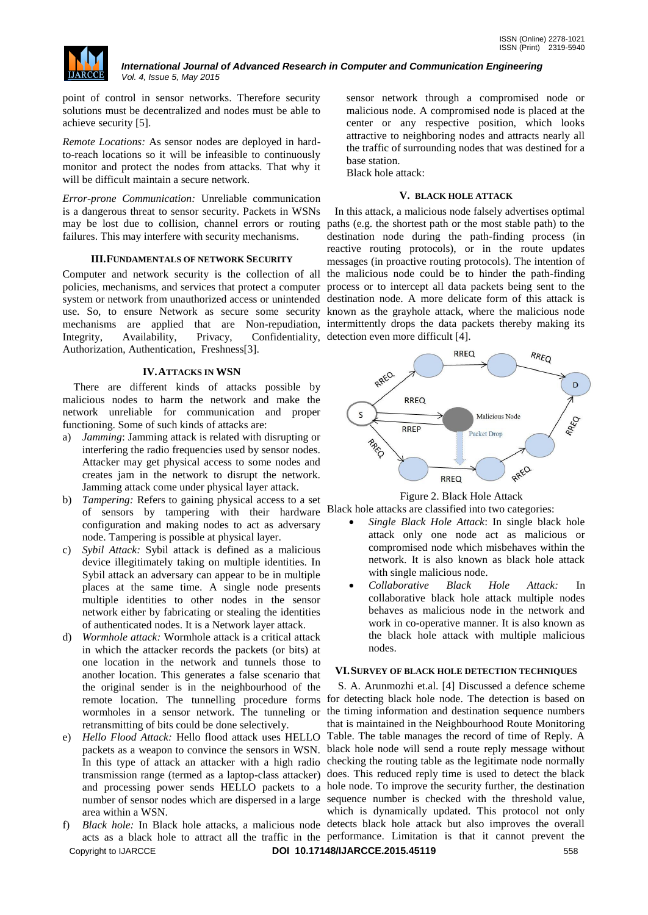point of control in sensor networks. Therefore security solutions must be decentralized and nodes must be able to achieve security [5].

*Remote Locations:* As sensor nodes are deployed in hard-to-reach locations so it will be infeasible to continuously monitor and protect the nodes from attacks. That why it will be difficult maintain a secure network.

*Error-prone Communication:* Unreliable communication is a dangerous threat to sensor security. Packets in WSNs may be lost due to collision, channel errors or routing failures. This may interfere with security mechanisms.

## III. FUNDAMENTALS OF NETWORK SECURITY

Computer and network security is the collection of all policies, mechanisms, and services that protect a computer system or network from unauthorized access or unintended use. So, to ensure Network as secure some security mechanisms are applied that are Non-repudiation, Integrity, Availability, Privacy, Confidentiality, Authorization, Authentication, Freshness[3].

## IV. ATTACKS IN WSN

There are different kinds of attacks possible by malicious nodes to harm the network and make the network unreliable for communication and proper functioning. Some of such kinds of attacks are:

a) *Jamming*: Jamming attack is related with disrupting or interfering the radio frequencies used by sensor nodes. Attacker may get physical access to some nodes and creates jam in the network to disrupt the network. Jamming attack come under physical layer attack.
b) *Tampering:* Refers to gaining physical access to a set of sensors by tampering with their hardware configuration and making nodes to act as adversary node. Tampering is possible at physical layer.
c) *Sybil Attack:* Sybil attack is defined as a malicious device illegitimately taking on multiple identities. In Sybil attack an adversary can appear to be in multiple places at the same time. A single node presents multiple identities to other nodes in the sensor network either by fabricating or stealing the identities of authenticated nodes. It is a Network layer attack.
d) *Wormhole attack:* Wormhole attack is a critical attack in which the attacker records the packets (or bits) at one location in the network and tunnels those to another location. This generates a false scenario that the original sender is in the neighbourhood of the remote location. The tunnelling procedure forms wormholes in a sensor network. The tunneling or retransmitting of bits could be done selectively.
e) *Hello Flood Attack:* Hello flood attack uses HELLO packets as a weapon to convince the sensors in WSN. In this type of attack an attacker with a high radio transmission range (termed as a laptop-class attacker) and processing power sends HELLO packets to a number of sensor nodes which are dispersed in a large area within a WSN.
f) *Black hole:* In Black hole attacks, a malicious node acts as a black hole to attract all the traffic in the sensor network through a compromised node or malicious node. A compromised node is placed at the center or any respective position, which looks attractive to neighboring nodes and attracts nearly all the traffic of surrounding nodes that was destined for a base station.
Black hole attack:

## V. BLACK HOLE ATTACK

In this attack, a malicious node falsely advertises optimal paths (e.g. the shortest path or the most stable path) to the destination node during the path-finding process (in reactive routing protocols), or in the route updates messages (in proactive routing protocols). The intention of the malicious node could be to hinder the path-finding process or to intercept all data packets being sent to the destination node. A more delicate form of this attack is known as the grayhole attack, where the malicious node intermittently drops the data packets thereby making its detection even more difficult [4].

Figure 2. Black Hole Attack

Black hole attacks are classified into two categories:

- *Single Black Hole Attack*: In single black hole attack only one node act as malicious or compromised node which misbehaves within the network. It is also known as black hole attack with single malicious node.
- *Collaborative Black Hole Attack:* In collaborative black hole attack multiple nodes behaves as malicious node in the network and work in co-operative manner. It is also known as the black hole attack with multiple malicious nodes.

## VI. SURVEY OF BLACK HOLE DETECTION TECHNIQUES

S. A. Arunmozhi et.al. [4] Discussed a defence scheme for detecting black hole node. The detection is based on the timing information and destination sequence numbers that is maintained in the Neighbourhood Route Monitoring Table. The table manages the record of time of Reply. A black hole node will send a route reply message without checking the routing table as the legitimate node normally does. This reduced reply time is used to detect the black hole node. To improve the security further, the destination sequence number is checked with the threshold value, which is dynamically updated. This protocol not only detects black hole attack but also improves the overall performance. Limitation is that it cannot prevent the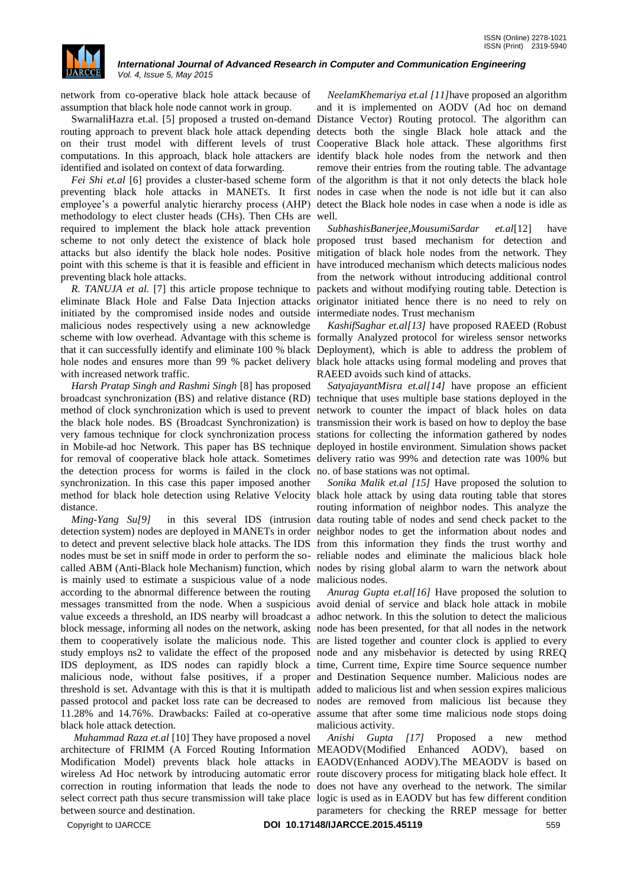network from co-operative black hole attack because of assumption that black hole node cannot work in group.

SwarnaliHazra et.al. [5] proposed a trusted on-demand routing approach to prevent black hole attack depending on their trust model with different levels of trust computations. In this approach, black hole attackers are identified and isolated on context of data forwarding.

*Fei Shi et.al* [6] provides a cluster-based scheme form preventing black hole attacks in MANETs. It first employee's a powerful analytic hierarchy process (AHP) methodology to elect cluster heads (CHs). Then CHs are required to implement the black hole attack prevention scheme to not only detect the existence of black hole attacks but also identify the black hole nodes. Positive point with this scheme is that it is feasible and efficient in preventing black hole attacks.

*R. TANUJA et al.* [7] this article propose technique to eliminate Black Hole and False Data Injection attacks initiated by the compromised inside nodes and outside malicious nodes respectively using a new acknowledge scheme with low overhead. Advantage with this scheme is that it can successfully identify and eliminate 100 % black hole nodes and ensures more than 99 % packet delivery with increased network traffic.

*Harsh Pratap Singh and Rashmi Singh* [8] has proposed broadcast synchronization (BS) and relative distance (RD) method of clock synchronization which is used to prevent the black hole nodes. BS (Broadcast Synchronization) is very famous technique for clock synchronization process in Mobile-ad hoc Network. This paper has BS technique for removal of cooperative black hole attack. Sometimes the detection process for worms is failed in the clock synchronization. In this case this paper imposed another method for black hole detection using Relative Velocity distance.

*Ming-Yang Su[9]* in this several IDS (intrusion detection system) nodes are deployed in MANETs in order to detect and prevent selective black hole attacks. The IDS nodes must be set in sniff mode in order to perform the so-called ABM (Anti-Black hole Mechanism) function, which is mainly used to estimate a suspicious value of a node according to the abnormal difference between the routing messages transmitted from the node. When a suspicious value exceeds a threshold, an IDS nearby will broadcast a block message, informing all nodes on the network, asking them to cooperatively isolate the malicious node. This study employs ns2 to validate the effect of the proposed IDS deployment, as IDS nodes can rapidly block a malicious node, without false positives, if a proper threshold is set. Advantage with this is that it is multipath passed protocol and packet loss rate can be decreased to 11.28% and 14.76%. Drawbacks: Failed at co-operative black hole attack detection.

*Muhammad Raza et.al* [10] They have proposed a novel architecture of FRIMM (A Forced Routing Information Modification Model) prevents black hole attacks in wireless Ad Hoc network by introducing automatic error correction in routing information that leads the node to select correct path thus secure transmission will take place between source and destination.

*NeelamKhemariya et.al [11]*have proposed an algorithm and it is implemented on AODV (Ad hoc on demand Distance Vector) Routing protocol. The algorithm can detects both the single Black hole attack and the Cooperative Black hole attack. These algorithms first identify black hole nodes from the network and then remove their entries from the routing table. The advantage of the algorithm is that it not only detects the black hole nodes in case when the node is not idle but it can also detect the Black hole nodes in case when a node is idle as well.

*SubhashisBanerjee,MousumiSardar et.al*[12] have proposed trust based mechanism for detection and mitigation of black hole nodes from the network. They have introduced mechanism which detects malicious nodes from the network without introducing additional control packets and without modifying routing table. Detection is originator initiated hence there is no need to rely on intermediate nodes. Trust mechanism

*KashifSaghar et.al[13]* have proposed RAEED (Robust formally Analyzed protocol for wireless sensor networks Deployment), which is able to address the problem of black hole attacks using formal modeling and proves that RAEED avoids such kind of attacks.

*SatyajayantMisra et.al[14]* have propose an efficient technique that uses multiple base stations deployed in the network to counter the impact of black holes on data transmission their work is based on how to deploy the base stations for collecting the information gathered by nodes deployed in hostile environment. Simulation shows packet delivery ratio was 99% and detection rate was 100% but no. of base stations was not optimal.

*Sonika Malik et.al [15]* Have proposed the solution to black hole attack by using data routing table that stores routing information of neighbor nodes. This analyze the data routing table of nodes and send check packet to the neighbor nodes to get the information about nodes and from this information they finds the trust worthy and reliable nodes and eliminate the malicious black hole nodes by rising global alarm to warn the network about malicious nodes.

*Anurag Gupta et.al[16]* Have proposed the solution to avoid denial of service and black hole attack in mobile adhoc network. In this the solution to detect the malicious node has been presented, for that all nodes in the network are listed together and counter clock is applied to every node and any misbehavior is detected by using RREQ time, Current time, Expire time Source sequence number and Destination Sequence number. Malicious nodes are added to malicious list and when session expires malicious nodes are removed from malicious list because they assume that after some time malicious node stops doing malicious activity.

*Anishi Gupta [17]* Proposed a new method MEAODV(Modified Enhanced AODV), based on EAODV(Enhanced AODV).The MEAODV is based on route discovery process for mitigating black hole effect. It does not have any overhead to the network. The similar logic is used as in EAODV but has few different condition parameters for checking the RREP message for better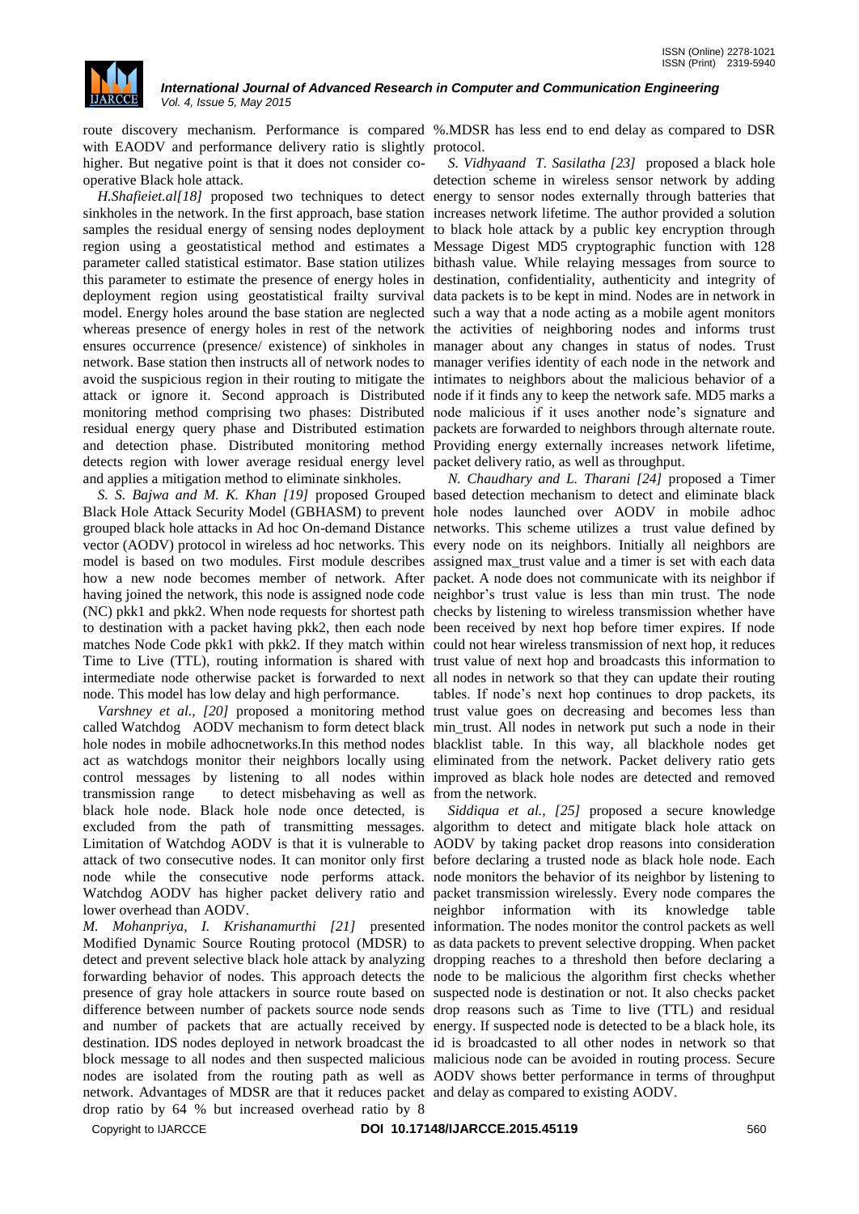route discovery mechanism. Performance is compared with EAODV and performance delivery ratio is slightly higher. But negative point is that it does not consider co-operative Black hole attack.

*H.Shafieiet.al[18]* proposed two techniques to detect sinkholes in the network. In the first approach, base station samples the residual energy of sensing nodes deployment region using a geostatistical method and estimates a parameter called statistical estimator. Base station utilizes this parameter to estimate the presence of energy holes in deployment region using geostatistical frailty survival model. Energy holes around the base station are neglected whereas presence of energy holes in rest of the network ensures occurrence (presence/ existence) of sinkholes in network. Base station then instructs all of network nodes to avoid the suspicious region in their routing to mitigate the attack or ignore it. Second approach is Distributed monitoring method comprising two phases: Distributed residual energy query phase and Distributed estimation and detection phase. Distributed monitoring method detects region with lower average residual energy level and applies a mitigation method to eliminate sinkholes.

*S. S. Bajwa and M. K. Khan [19]* proposed Grouped Black Hole Attack Security Model (GBHASM) to prevent grouped black hole attacks in Ad hoc On-demand Distance vector (AODV) protocol in wireless ad hoc networks. This model is based on two modules. First module describes how a new node becomes member of network. After having joined the network, this node is assigned node code (NC) pkk1 and pkk2. When node requests for shortest path to destination with a packet having pkk2, then each node matches Node Code pkk1 with pkk2. If they match within Time to Live (TTL), routing information is shared with intermediate node otherwise packet is forwarded to next node. This model has low delay and high performance.

*Varshney et al., [20]* proposed a monitoring method called Watchdog AODV mechanism to form detect black hole nodes in mobile adhocnetworks.In this method nodes act as watchdogs monitor their neighbors locally using control messages by listening to all nodes within transmission range to detect misbehaving as well as black hole node. Black hole node once detected, is excluded from the path of transmitting messages. Limitation of Watchdog AODV is that it is vulnerable to attack of two consecutive nodes. It can monitor only first node while the consecutive node performs attack. Watchdog AODV has higher packet delivery ratio and lower overhead than AODV.

*M. Mohanpriya, I. Krishanamurthi [21]* presented Modified Dynamic Source Routing protocol (MDSR) to detect and prevent selective black hole attack by analyzing forwarding behavior of nodes. This approach detects the presence of gray hole attackers in source route based on difference between number of packets source node sends and number of packets that are actually received by destination. IDS nodes deployed in network broadcast the block message to all nodes and then suspected malicious nodes are isolated from the routing path as well as network. Advantages of MDSR are that it reduces packet drop ratio by 64 % but increased overhead ratio by 8 %.MDSR has less end to end delay as compared to DSR protocol.

*S. Vidhyaand T. Sasilatha [23]* proposed a black hole detection scheme in wireless sensor network by adding energy to sensor nodes externally through batteries that increases network lifetime. The author provided a solution to black hole attack by a public key encryption through Message Digest MD5 cryptographic function with 128 bithash value. While relaying messages from source to destination, confidentiality, authenticity and integrity of data packets is to be kept in mind. Nodes are in network in such a way that a node acting as a mobile agent monitors the activities of neighboring nodes and informs trust manager about any changes in status of nodes. Trust manager verifies identity of each node in the network and intimates to neighbors about the malicious behavior of a node if it finds any to keep the network safe. MD5 marks a node malicious if it uses another node's signature and packets are forwarded to neighbors through alternate route. Providing energy externally increases network lifetime, packet delivery ratio, as well as throughput.

*N. Chaudhary and L. Tharani [24]* proposed a Timer based detection mechanism to detect and eliminate black hole nodes launched over AODV in mobile adhoc networks. This scheme utilizes a trust value defined by every node on its neighbors. Initially all neighbors are assigned max_trust value and a timer is set with each data packet. A node does not communicate with its neighbor if neighbor's trust value is less than min trust. The node checks by listening to wireless transmission whether have been received by next hop before timer expires. If node could not hear wireless transmission of next hop, it reduces trust value of next hop and broadcasts this information to all nodes in network so that they can update their routing tables. If node's next hop continues to drop packets, its trust value goes on decreasing and becomes less than min_trust. All nodes in network put such a node in their blacklist table. In this way, all blackhole nodes get eliminated from the network. Packet delivery ratio gets improved as black hole nodes are detected and removed from the network.

*Siddiqua et al., [25]* proposed a secure knowledge algorithm to detect and mitigate black hole attack on AODV by taking packet drop reasons into consideration before declaring a trusted node as black hole node. Each node monitors the behavior of its neighbor by listening to packet transmission wirelessly. Every node compares the neighbor information with its knowledge table information. The nodes monitor the control packets as well as data packets to prevent selective dropping. When packet dropping reaches to a threshold then before declaring a node to be malicious the algorithm first checks whether suspected node is destination or not. It also checks packet drop reasons such as Time to live (TTL) and residual energy. If suspected node is detected to be a black hole, its id is broadcasted to all other nodes in network so that malicious node can be avoided in routing process. Secure AODV shows better performance in terms of throughput and delay as compared to existing AODV.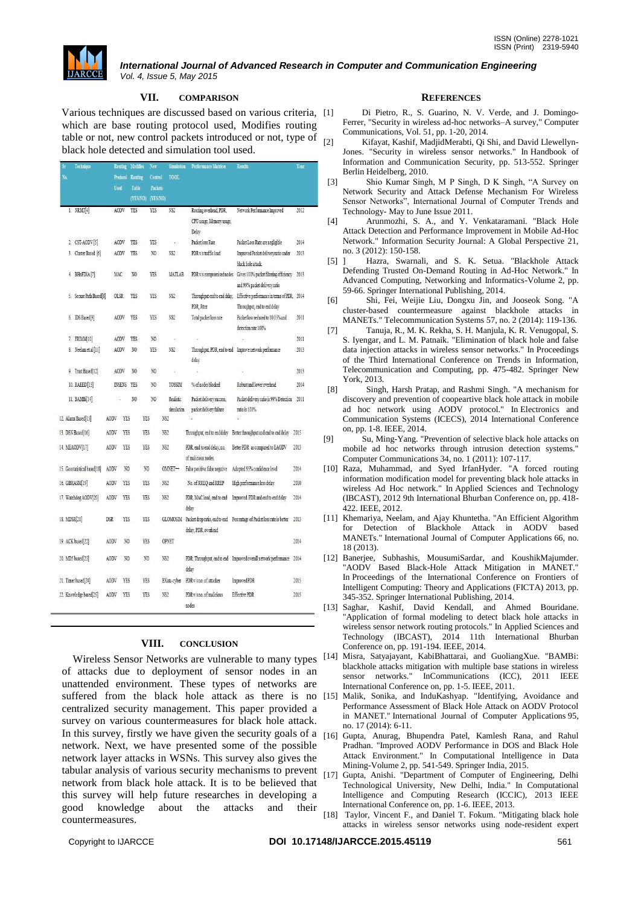## VII. COMPARISON

Various techniques are discussed based on various criteria, which are base routing protocol used, Modifies routing table or not, new control packets introduced or not, type of black hole detected and simulation tool used.

| Sr. No. | Technique | Routing Protocol Used | Modifies Routing Table (YES/NO) | New Control Packets (YES/NO) | Simulation TOOL | Performance Matrices | Results | Year |
|---|---|---|---|---|---|---|---|---|
| 1. | NRMD[4] | AODV | YES | YES | NS2 | Routing overhead, PDR, CPU usage, Memory usage, Delay | Network Performance Improved | 2012 |
| 2. | CST-AODV[5] | AODV | YES | YES | - | Packet loss Rate | Packet Loss Rate are negligible | 2014 |
| 3. | Cluster Based [6] | AODV | YES | NO | NS2 | PDR v.s traffic load | Improved Packet delivery ratio under black hole attack. | 2013 |
| 4. | BBbFDIA [7] | MAC | NO | YES | MATLAB | PDR v.s compromised nodes | Gives 100% packet filtering efficiency and 99% packet delivery ratio | 2013 |
| 5. | Secure Path Based[8] | OLSR | YES | YES | NS2 | Throughput end to end delay, PDR, Jitter | Effective performance in terms of PDR, Throughput, end to end delay | 2014 |
| 6. | IDS Based[9] | AODV | YES | YES | NS2 | Total packet loss rate | Packet loss reduced to 10.03% and detection rate 100% | 2011 |
| 7. | FRIMM[10] | AODV | YES | NO | - | - | - | 2011 |
| 8. | Neelam et.al[11] | AODV | NO | YES | NS2 | Throughput, PDR, end to end delay | Improve network performance | 2013 |
| 9. | Trust Based[12] | AODV | NO | NO | - | - | - | 2013 |
| 10. | RAEED[13] | INSENS | YES | NO | TOSSIM | % of nodes blocked | Robust and lower overhead | 2014 |
| 11. | BAMBi[14] | - | NO | NO | Realistic simulation | Packet delivery success, packet delivery failure | Packet delivery ratio is 99% Detection ratio is 100% | 2011 |
| 12. | Alarm Based[15] | AODV | YES | YES | NS2 | - | - | |
| 13. | DSN Based[16] | AODV | YES | YES | NS2 | Throughput, end to end delay | Better throughput and end to end delay | 2015 |
| 14. | MEAODV[17] | AODV | YES | YES | NS2 | PDR, end to end delay, no. of malicious nodes. | Better PDR as compared to EAODV | 2013 |
| 15. | Geostatistical based[18] | AODV | NO | NO | OMNET++ | False positive false negative | Adopted 95% confidence level | 2014 |
| 16. | GBHASM[19] | AODV | YES | YES | NS2 | No. of RREQ and RREP | High performance less delay | 2010 |
| 17. | Watchdog AODV[20] | AODV | YES | YES | NS2 | PDR, MAC load, end to end delay | Improved PDR and end to end delay | 2014 |
| 18. | MDSR[21] | DSR | YES | YES | GLOMOSIM | Packet drop ratio, end to end delay, PDR, overhead | Percentage of Packet loss rate is better | 2013 |
| 19. | ACK based[22] | AODV | NO | YES | OPNET | | | 2014 |
| 20. | MDS based[23] | AODV | NO | NO | NS2 | PDR, Throughput, end to end delay | Improved overall network performance | 2014 |
| 21. | Timer based[24] | AODV | YES | YES | EXata-cyber | PDR v/s no. of attacker | Improved PDR | 2015 |
| 22. | Knowledge based[25] | AODV | YES | YES | NS2 | PDR v/s no. of malicious nodes | Effective PDR | 2015 |

## VIII. CONCLUSION

Wireless Sensor Networks are vulnerable to many types of attacks due to deployment of sensor nodes in an unattended environment. These types of networks are suffered from the black hole attack as there is no centralized security management. This paper provided a survey on various countermeasures for black hole attack. In this survey, firstly we have given the security goals of a network. Next, we have presented some of the possible network layer attacks in WSNs. This survey also gives the tabular analysis of various security mechanisms to prevent network from black hole attack. It is to be believed that this survey will help future researches in developing a good knowledge about the attacks and their countermeasures.

## REFERENCES

[1] Di Pietro, R., S. Guarino, N. V. Verde, and J. Domingo-Ferrer, "Security in wireless ad-hoc networks–A survey," Computer Communications, Vol. 51, pp. 1-20, 2014.

[2] Kifayat, Kashif, MadjidMerabti, Qi Shi, and David Llewellyn-Jones. "Security in wireless sensor networks." In Handbook of Information and Communication Security, pp. 513-552. Springer Berlin Heidelberg, 2010.

[3] Shio Kumar Singh, M P Singh, D K Singh, "A Survey on Network Security and Attack Defense Mechanism For Wireless Sensor Networks", International Journal of Computer Trends and Technology- May to June Issue 2011.

[4] Arunmozhi, S. A., and Y. Venkataramani. "Black Hole Attack Detection and Performance Improvement in Mobile Ad-Hoc Network." Information Security Journal: A Global Perspective 21, no. 3 (2012): 150-158.

[5] ] Hazra, Swarnali, and S. K. Setua. "Blackhole Attack Defending Trusted On-Demand Routing in Ad-Hoc Network." In Advanced Computing, Networking and Informatics-Volume 2, pp. 59-66. Springer International Publishing, 2014.

[6] Shi, Fei, Weijie Liu, Dongxu Jin, and Jooseok Song. "A cluster-based countermeasure against blackhole attacks in MANETs." Telecommunication Systems 57, no. 2 (2014): 119-136.

[7] Tanuja, R., M. K. Rekha, S. H. Manjula, K. R. Venugopal, S. S. Iyengar, and L. M. Patnaik. "Elimination of black hole and false data injection attacks in wireless sensor networks." In Proceedings of the Third International Conference on Trends in Information, Telecommunication and Computing, pp. 475-482. Springer New York, 2013.

[8] Singh, Harsh Pratap, and Rashmi Singh. "A mechanism for discovery and prevention of coopeartive black hole attack in mobile ad hoc network using AODV protocol." In Electronics and Communication Systems (ICECS), 2014 International Conference on, pp. 1-8. IEEE, 2014.

[9] Su, Ming-Yang. "Prevention of selective black hole attacks on mobile ad hoc networks through intrusion detection systems." Computer Communications 34, no. 1 (2011): 107-117.

[10] Raza, Muhammad, and Syed IrfanHyder. "A forced routing information modification model for preventing black hole attacks in wireless Ad Hoc network." In Applied Sciences and Technology (IBCAST), 2012 9th International Bhurban Conference on, pp. 418-422. IEEE, 2012.

[11] Khemariya, Neelam, and Ajay Khuntetha. "An Efficient Algorithm for Detection of Blackhole Attack in AODV based MANETs." International Journal of Computer Applications 66, no. 18 (2013).

[12] Banerjee, Subhashis, MousumiSardar, and KoushikMajumder. "AODV Based Black-Hole Attack Mitigation in MANET." In Proceedings of the International Conference on Frontiers of Intelligent Computing: Theory and Applications (FICTA) 2013, pp. 345-352. Springer International Publishing, 2014.

[13] Saghar, Kashif, David Kendall, and Ahmed Bouridane. "Application of formal modeling to detect black hole attacks in wireless sensor network routing protocols." In Applied Sciences and Technology (IBCAST), 2014 11th International Bhurban Conference on, pp. 191-194. IEEE, 2014.

[14] Misra, Satyajayant, KabiBhattarai, and GuoliangXue. "BAMBi: blackhole attacks mitigation with multiple base stations in wireless sensor networks." InCommunications (ICC), 2011 IEEE International Conference on, pp. 1-5. IEEE, 2011.

[15] Malik, Sonika, and InduKashyap. "Identifying, Avoidance and Performance Assessment of Black Hole Attack on AODV Protocol in MANET." International Journal of Computer Applications 95, no. 17 (2014): 6-11.

[16] Gupta, Anurag, Bhupendra Patel, Kamlesh Rana, and Rahul Pradhan. "Improved AODV Performance in DOS and Black Hole Attack Environment." In Computational Intelligence in Data Mining-Volume 2, pp. 541-549. Springer India, 2015.

[17] Gupta, Anishi. "Department of Computer of Engineering, Delhi Technological University, New Delhi, India." In Computational Intelligence and Computing Research (ICCIC), 2013 IEEE International Conference on, pp. 1-6. IEEE, 2013.

[18] Taylor, Vincent F., and Daniel T. Fokum. "Mitigating black hole attacks in wireless sensor networks using node-resident expert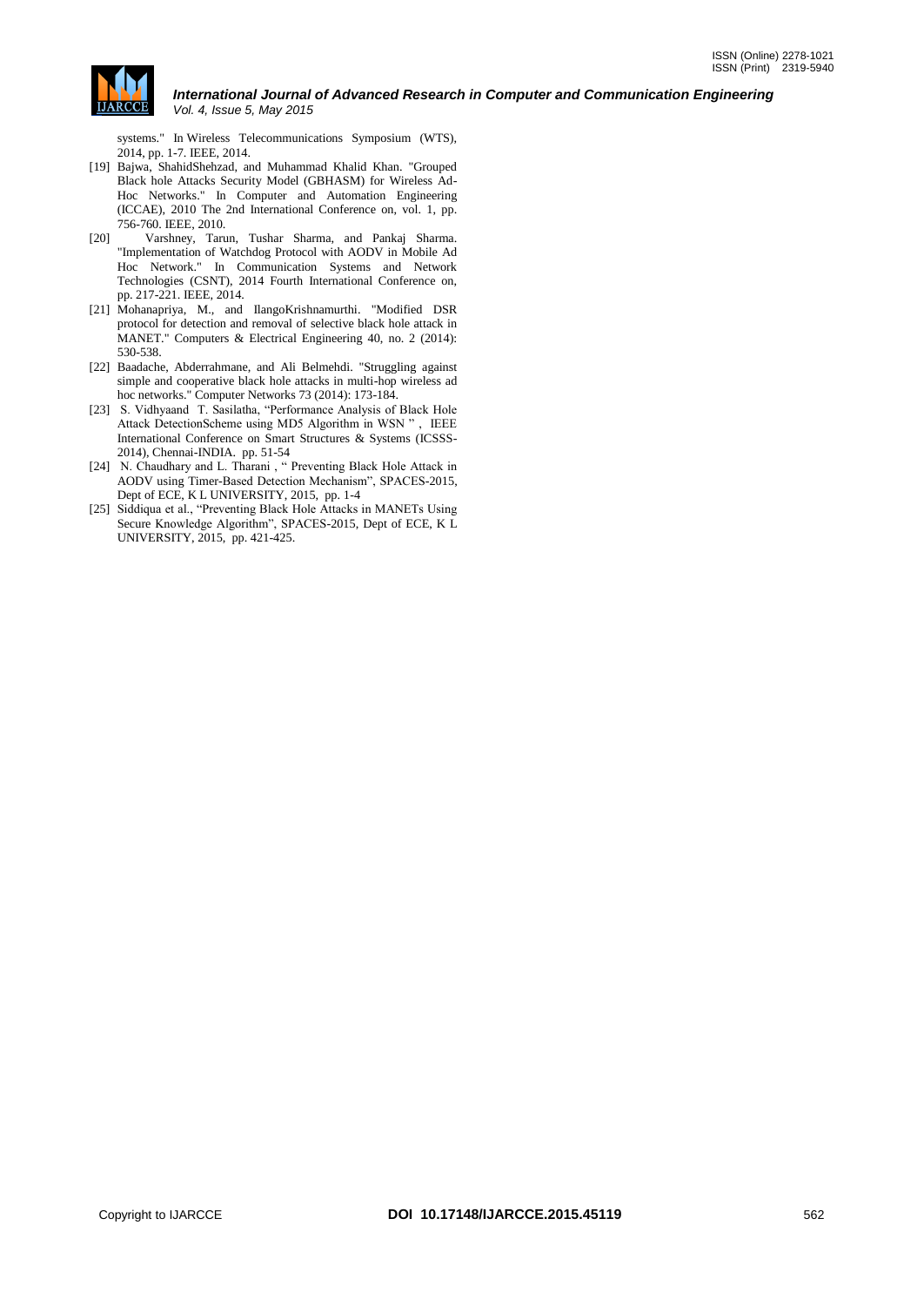systems." In Wireless Telecommunications Symposium (WTS), 2014, pp. 1-7. IEEE, 2014.

[19] Bajwa, ShahidShehzad, and Muhammad Khalid Khan. "Grouped Black hole Attacks Security Model (GBHASM) for Wireless Ad-Hoc Networks." In Computer and Automation Engineering (ICCAE), 2010 The 2nd International Conference on, vol. 1, pp. 756-760. IEEE, 2010.

[20] Varshney, Tarun, Tushar Sharma, and Pankaj Sharma. "Implementation of Watchdog Protocol with AODV in Mobile Ad Hoc Network." In Communication Systems and Network Technologies (CSNT), 2014 Fourth International Conference on, pp. 217-221. IEEE, 2014.

[21] Mohanapriya, M., and IlangoKrishnamurthi. "Modified DSR protocol for detection and removal of selective black hole attack in MANET." Computers & Electrical Engineering 40, no. 2 (2014): 530-538.

[22] Baadache, Abderrahmane, and Ali Belmehdi. "Struggling against simple and cooperative black hole attacks in multi-hop wireless ad hoc networks." Computer Networks 73 (2014): 173-184.

[23] S. Vidhyaand T. Sasilatha, "Performance Analysis of Black Hole Attack DetectionScheme using MD5 Algorithm in WSN " , IEEE International Conference on Smart Structures & Systems (ICSSS-2014), Chennai-INDIA. pp. 51-54

[24] N. Chaudhary and L. Tharani , " Preventing Black Hole Attack in AODV using Timer-Based Detection Mechanism", SPACES-2015, Dept of ECE, K L UNIVERSITY, 2015, pp. 1-4

[25] Siddiqua et al., "Preventing Black Hole Attacks in MANETs Using Secure Knowledge Algorithm", SPACES-2015, Dept of ECE, K L UNIVERSITY, 2015, pp. 421-425.